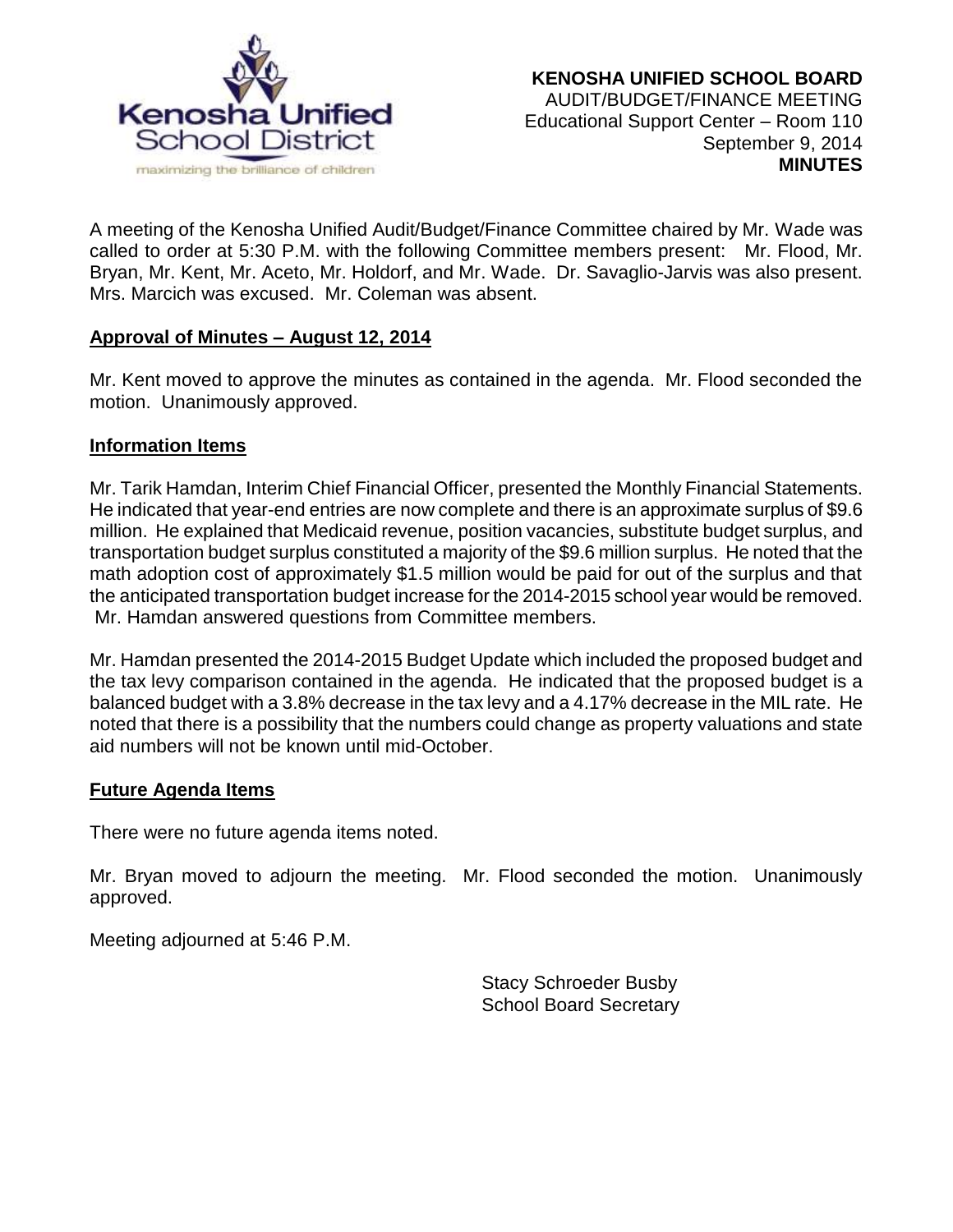**KENOSHA UNIFIED SCHOOL BOARD**
AUDIT/BUDGET/FINANCE MEETING
Educational Support Center – Room 110
September 9, 2014
**MINUTES**

A meeting of the Kenosha Unified Audit/Budget/Finance Committee chaired by Mr. Wade was called to order at 5:30 P.M. with the following Committee members present: Mr. Flood, Mr. Bryan, Mr. Kent, Mr. Aceto, Mr. Holdorf, and Mr. Wade. Dr. Savaglio-Jarvis was also present. Mrs. Marcich was excused. Mr. Coleman was absent.

**Approval of Minutes – August 12, 2014**

Mr. Kent moved to approve the minutes as contained in the agenda. Mr. Flood seconded the motion. Unanimously approved.

**Information Items**

Mr. Tarik Hamdan, Interim Chief Financial Officer, presented the Monthly Financial Statements. He indicated that year-end entries are now complete and there is an approximate surplus of $9.6 million. He explained that Medicaid revenue, position vacancies, substitute budget surplus, and transportation budget surplus constituted a majority of the $9.6 million surplus. He noted that the math adoption cost of approximately $1.5 million would be paid for out of the surplus and that the anticipated transportation budget increase for the 2014-2015 school year would be removed. Mr. Hamdan answered questions from Committee members.

Mr. Hamdan presented the 2014-2015 Budget Update which included the proposed budget and the tax levy comparison contained in the agenda. He indicated that the proposed budget is a balanced budget with a 3.8% decrease in the tax levy and a 4.17% decrease in the MIL rate. He noted that there is a possibility that the numbers could change as property valuations and state aid numbers will not be known until mid-October.

**Future Agenda Items**

There were no future agenda items noted.

Mr. Bryan moved to adjourn the meeting. Mr. Flood seconded the motion. Unanimously approved.

Meeting adjourned at 5:46 P.M.

Stacy Schroeder Busby
School Board Secretary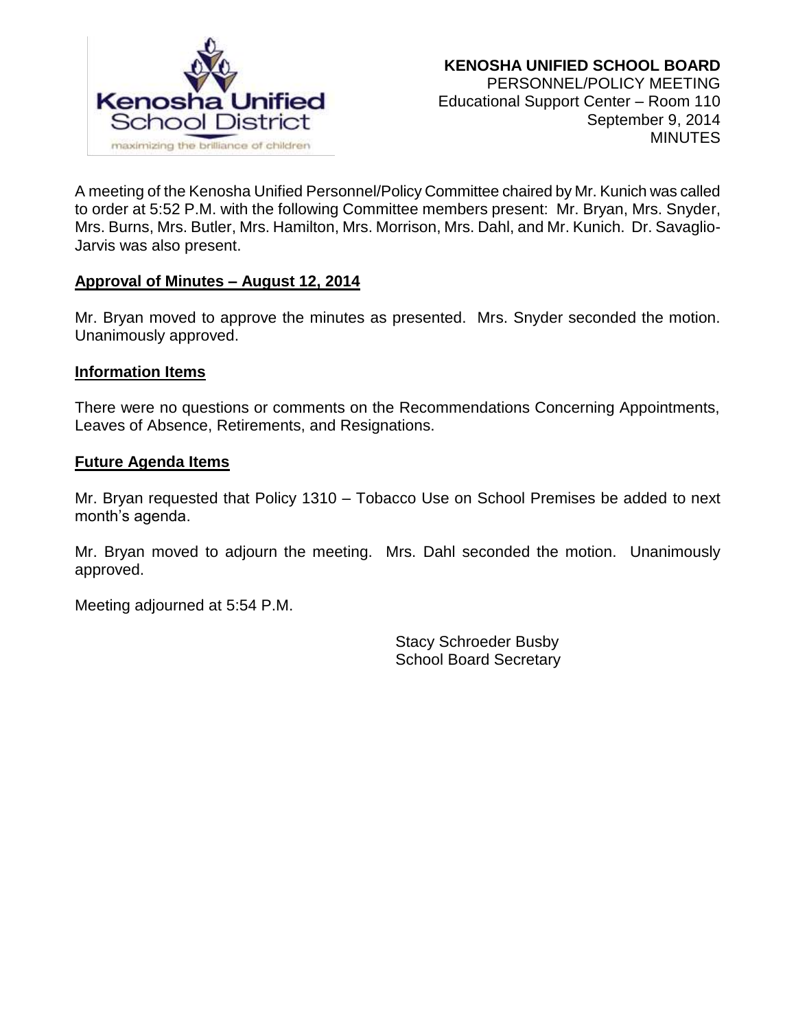**KENOSHA UNIFIED SCHOOL BOARD**
PERSONNEL/POLICY MEETING
Educational Support Center – Room 110
September 9, 2014
MINUTES

A meeting of the Kenosha Unified Personnel/Policy Committee chaired by Mr. Kunich was called to order at 5:52 P.M. with the following Committee members present: Mr. Bryan, Mrs. Snyder, Mrs. Burns, Mrs. Butler, Mrs. Hamilton, Mrs. Morrison, Mrs. Dahl, and Mr. Kunich. Dr. Savaglio-Jarvis was also present.

**Approval of Minutes – August 12, 2014**

Mr. Bryan moved to approve the minutes as presented. Mrs. Snyder seconded the motion. Unanimously approved.

**Information Items**

There were no questions or comments on the Recommendations Concerning Appointments, Leaves of Absence, Retirements, and Resignations.

**Future Agenda Items**

Mr. Bryan requested that Policy 1310 – Tobacco Use on School Premises be added to next month's agenda.

Mr. Bryan moved to adjourn the meeting. Mrs. Dahl seconded the motion. Unanimously approved.

Meeting adjourned at 5:54 P.M.

Stacy Schroeder Busby
School Board Secretary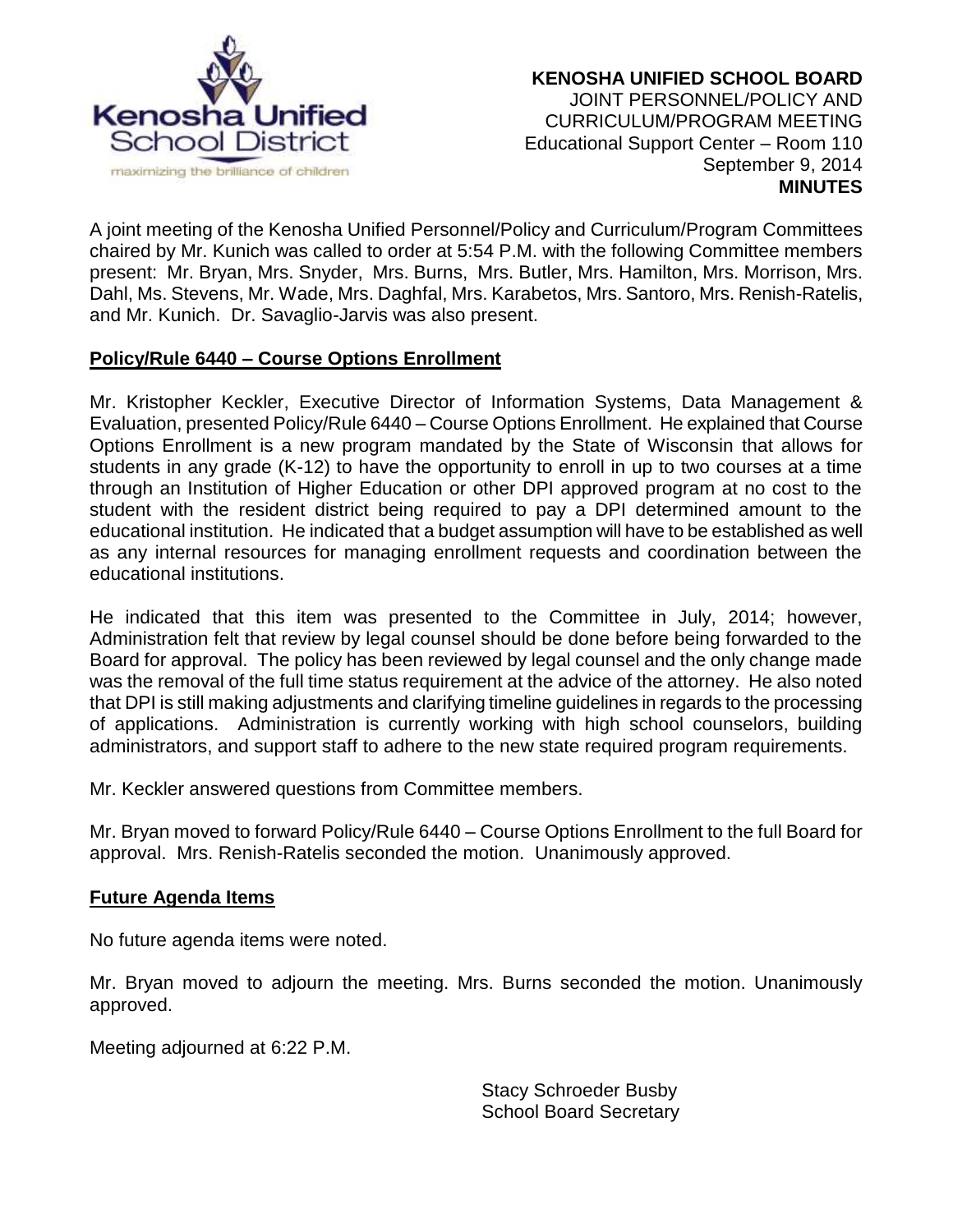**KENOSHA UNIFIED SCHOOL BOARD**
JOINT PERSONNEL/POLICY AND CURRICULUM/PROGRAM MEETING
Educational Support Center – Room 110
September 9, 2014
**MINUTES**

A joint meeting of the Kenosha Unified Personnel/Policy and Curriculum/Program Committees chaired by Mr. Kunich was called to order at 5:54 P.M. with the following Committee members present: Mr. Bryan, Mrs. Snyder, Mrs. Burns, Mrs. Butler, Mrs. Hamilton, Mrs. Morrison, Mrs. Dahl, Ms. Stevens, Mr. Wade, Mrs. Daghfal, Mrs. Karabetos, Mrs. Santoro, Mrs. Renish-Ratelis, and Mr. Kunich. Dr. Savaglio-Jarvis was also present.

**Policy/Rule 6440 – Course Options Enrollment**

Mr. Kristopher Keckler, Executive Director of Information Systems, Data Management & Evaluation, presented Policy/Rule 6440 – Course Options Enrollment. He explained that Course Options Enrollment is a new program mandated by the State of Wisconsin that allows for students in any grade (K-12) to have the opportunity to enroll in up to two courses at a time through an Institution of Higher Education or other DPI approved program at no cost to the student with the resident district being required to pay a DPI determined amount to the educational institution. He indicated that a budget assumption will have to be established as well as any internal resources for managing enrollment requests and coordination between the educational institutions.

He indicated that this item was presented to the Committee in July, 2014; however, Administration felt that review by legal counsel should be done before being forwarded to the Board for approval. The policy has been reviewed by legal counsel and the only change made was the removal of the full time status requirement at the advice of the attorney. He also noted that DPI is still making adjustments and clarifying timeline guidelines in regards to the processing of applications. Administration is currently working with high school counselors, building administrators, and support staff to adhere to the new state required program requirements.

Mr. Keckler answered questions from Committee members.

Mr. Bryan moved to forward Policy/Rule 6440 – Course Options Enrollment to the full Board for approval. Mrs. Renish-Ratelis seconded the motion. Unanimously approved.

**Future Agenda Items**

No future agenda items were noted.

Mr. Bryan moved to adjourn the meeting. Mrs. Burns seconded the motion. Unanimously approved.

Meeting adjourned at 6:22 P.M.

Stacy Schroeder Busby
School Board Secretary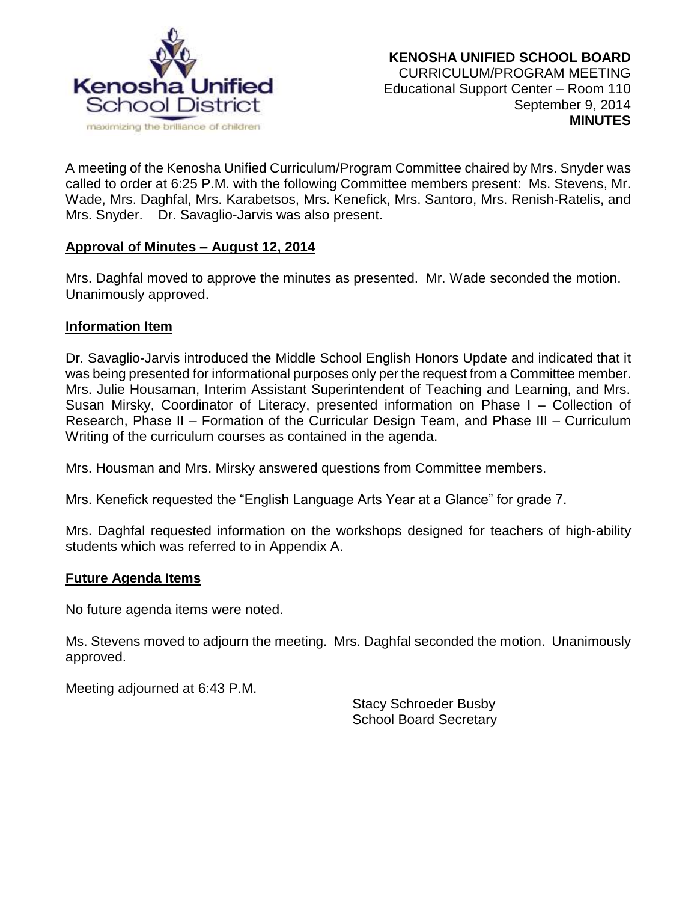**KENOSHA UNIFIED SCHOOL BOARD**
CURRICULUM/PROGRAM MEETING
Educational Support Center – Room 110
September 9, 2014
**MINUTES**

A meeting of the Kenosha Unified Curriculum/Program Committee chaired by Mrs. Snyder was called to order at 6:25 P.M. with the following Committee members present: Ms. Stevens, Mr. Wade, Mrs. Daghfal, Mrs. Karabetsos, Mrs. Kenefick, Mrs. Santoro, Mrs. Renish-Ratelis, and Mrs. Snyder. Dr. Savaglio-Jarvis was also present.

**Approval of Minutes – August 12, 2014**

Mrs. Daghfal moved to approve the minutes as presented. Mr. Wade seconded the motion. Unanimously approved.

**Information Item**

Dr. Savaglio-Jarvis introduced the Middle School English Honors Update and indicated that it was being presented for informational purposes only per the request from a Committee member. Mrs. Julie Housaman, Interim Assistant Superintendent of Teaching and Learning, and Mrs. Susan Mirsky, Coordinator of Literacy, presented information on Phase I – Collection of Research, Phase II – Formation of the Curricular Design Team, and Phase III – Curriculum Writing of the curriculum courses as contained in the agenda.

Mrs. Housman and Mrs. Mirsky answered questions from Committee members.

Mrs. Kenefick requested the "English Language Arts Year at a Glance" for grade 7.

Mrs. Daghfal requested information on the workshops designed for teachers of high-ability students which was referred to in Appendix A.

**Future Agenda Items**

No future agenda items were noted.

Ms. Stevens moved to adjourn the meeting. Mrs. Daghfal seconded the motion. Unanimously approved.

Meeting adjourned at 6:43 P.M.

Stacy Schroeder Busby
School Board Secretary